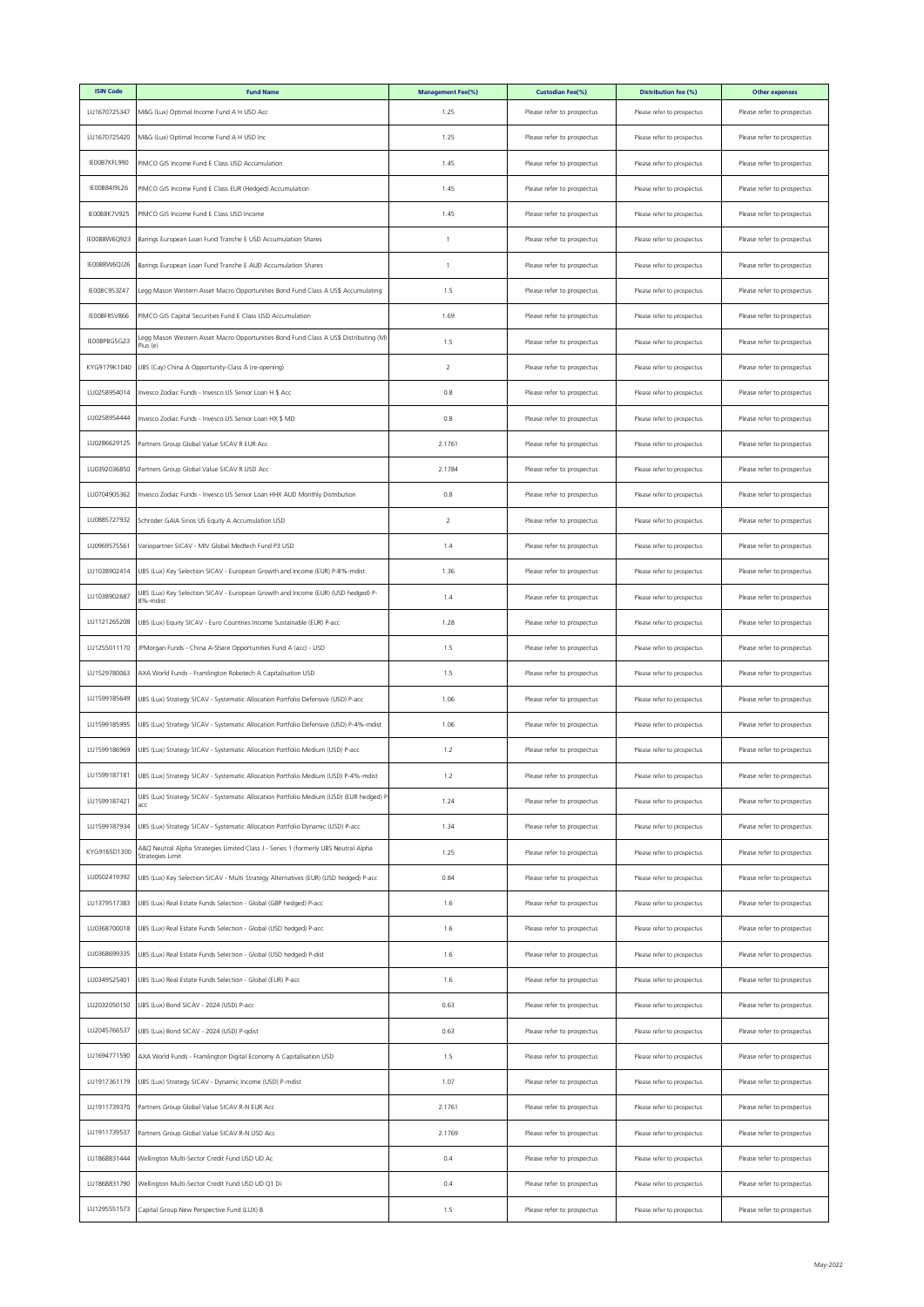| ISIN Code | Fund Name | Management Fee(%) | Custodian Fee(%) | Distribution fee (%) | Other expenses |
|---|---|---|---|---|---|
| LU1670725347 | M&G (Lux) Optimal Income Fund A H USD Acc | 1.25 | Please refer to prospectus | Please refer to prospectus | Please refer to prospectus |
| LU1670725420 | M&G (Lux) Optimal Income Fund A H USD Inc | 1.25 | Please refer to prospectus | Please refer to prospectus | Please refer to prospectus |
| IE00B7KFL990 | PIMCO GIS Income Fund E Class USD Accumulation | 1.45 | Please refer to prospectus | Please refer to prospectus | Please refer to prospectus |
| IE00B84J9L26 | PIMCO GIS Income Fund E Class EUR (Hedged) Accumulation | 1.45 | Please refer to prospectus | Please refer to prospectus | Please refer to prospectus |
| IE00B8K7V925 | PIMCO GIS Income Fund E Class USD Income | 1.45 | Please refer to prospectus | Please refer to prospectus | Please refer to prospectus |
| IE00BBW6Q923 | Barings European Loan Fund Tranche E USD Accumulation Shares | 1 | Please refer to prospectus | Please refer to prospectus | Please refer to prospectus |
| IE00BBW6QJ26 | Barings European Loan Fund Tranche E AUD Accumulation Shares | 1 | Please refer to prospectus | Please refer to prospectus | Please refer to prospectus |
| IE00BC9S3Z47 | Legg Mason Western Asset Macro Opportunities Bond Fund Class A US$ Accumulating | 1.5 | Please refer to prospectus | Please refer to prospectus | Please refer to prospectus |
| IE00BFRSV866 | PIMCO GIS Capital Securities Fund E Class USD Accumulation | 1.69 | Please refer to prospectus | Please refer to prospectus | Please refer to prospectus |
| IE00BPBG5G23 | Legg Mason Western Asset Macro Opportunities Bond Fund Class A US$ Distributing (M) Plus (e) | 1.5 | Please refer to prospectus | Please refer to prospectus | Please refer to prospectus |
| KYG9179K1040 | UBS (Cay) China A Opportunity-Class A (re-opening) | 2 | Please refer to prospectus | Please refer to prospectus | Please refer to prospectus |
| LU0258954014 | Invesco Zodiac Funds - Invesco US Senior Loan H $ Acc | 0.8 | Please refer to prospectus | Please refer to prospectus | Please refer to prospectus |
| LU0258954444 | Invesco Zodiac Funds - Invesco US Senior Loan HX $ MD | 0.8 | Please refer to prospectus | Please refer to prospectus | Please refer to prospectus |
| LU0286629125 | Partners Group Global Value SICAV R EUR Acc | 2.1761 | Please refer to prospectus | Please refer to prospectus | Please refer to prospectus |
| LU0392036850 | Partners Group Global Value SICAV R USD Acc | 2.1784 | Please refer to prospectus | Please refer to prospectus | Please refer to prospectus |
| LU0704905362 | Invesco Zodiac Funds - Invesco US Senior Loan HHX AUD Monthly Distribution | 0.8 | Please refer to prospectus | Please refer to prospectus | Please refer to prospectus |
| LU0885727932 | Schroder GAIA Sirios US Equity A Accumulation USD | 2 | Please refer to prospectus | Please refer to prospectus | Please refer to prospectus |
| LU0969575561 | Variopartner SICAV - MIV Global Medtech Fund P3 USD | 1.4 | Please refer to prospectus | Please refer to prospectus | Please refer to prospectus |
| LU1038902414 | UBS (Lux) Key Selection SICAV - European Growth and Income (EUR) P-8%-mdist | 1.36 | Please refer to prospectus | Please refer to prospectus | Please refer to prospectus |
| LU1038902687 | UBS (Lux) Key Selection SICAV - European Growth and Income (EUR) (USD hedged) P-8%-mdist | 1.4 | Please refer to prospectus | Please refer to prospectus | Please refer to prospectus |
| LU1121265208 | UBS (Lux) Equity SICAV - Euro Countries Income Sustainable (EUR) P-acc | 1.28 | Please refer to prospectus | Please refer to prospectus | Please refer to prospectus |
| LU1255011170 | JPMorgan Funds - China A-Share Opportunities Fund A (acc) - USD | 1.5 | Please refer to prospectus | Please refer to prospectus | Please refer to prospectus |
| LU1529780063 | AXA World Funds - Framlington Robotech A Capitalisation USD | 1.5 | Please refer to prospectus | Please refer to prospectus | Please refer to prospectus |
| LU1599185649 | UBS (Lux) Strategy SICAV - Systematic Allocation Portfolio Defensive (USD) P-acc | 1.06 | Please refer to prospectus | Please refer to prospectus | Please refer to prospectus |
| LU1599185995 | UBS (Lux) Strategy SICAV - Systematic Allocation Portfolio Defensive (USD) P-4%-mdist | 1.06 | Please refer to prospectus | Please refer to prospectus | Please refer to prospectus |
| LU1599186969 | UBS (Lux) Strategy SICAV - Systematic Allocation Portfolio Medium (USD) P-acc | 1.2 | Please refer to prospectus | Please refer to prospectus | Please refer to prospectus |
| LU1599187181 | UBS (Lux) Strategy SICAV - Systematic Allocation Portfolio Medium (USD) P-4%-mdist | 1.2 | Please refer to prospectus | Please refer to prospectus | Please refer to prospectus |
| LU1599187421 | UBS (Lux) Strategy SICAV - Systematic Allocation Portfolio Medium (USD) (EUR hedged) P-acc | 1.24 | Please refer to prospectus | Please refer to prospectus | Please refer to prospectus |
| LU1599187934 | UBS (Lux) Strategy SICAV - Systematic Allocation Portfolio Dynamic (USD) P-acc | 1.34 | Please refer to prospectus | Please refer to prospectus | Please refer to prospectus |
| KYG9165D1300 | A&Q Neutral Alpha Strategies Limited Class J - Series 1 (formerly UBS Neutral Alpha Strategies Limit | 1.25 | Please refer to prospectus | Please refer to prospectus | Please refer to prospectus |
| LU0502419392 | UBS (Lux) Key Selection SICAV - Multi Strategy Alternatives (EUR) (USD hedged) P-acc | 0.84 | Please refer to prospectus | Please refer to prospectus | Please refer to prospectus |
| LU1379517383 | UBS (Lux) Real Estate Funds Selection - Global (GBP hedged) P-acc | 1.6 | Please refer to prospectus | Please refer to prospectus | Please refer to prospectus |
| LU0368700018 | UBS (Lux) Real Estate Funds Selection - Global (USD hedged) P-acc | 1.6 | Please refer to prospectus | Please refer to prospectus | Please refer to prospectus |
| LU0368699335 | UBS (Lux) Real Estate Funds Selection - Global (USD hedged) P-dist | 1.6 | Please refer to prospectus | Please refer to prospectus | Please refer to prospectus |
| LU0349525401 | UBS (Lux) Real Estate Funds Selection - Global (EUR) P-acc | 1.6 | Please refer to prospectus | Please refer to prospectus | Please refer to prospectus |
| LU2032050150 | UBS (Lux) Bond SICAV - 2024 (USD) P-acc | 0.63 | Please refer to prospectus | Please refer to prospectus | Please refer to prospectus |
| LU2045766537 | UBS (Lux) Bond SICAV - 2024 (USD) P-qdist | 0.63 | Please refer to prospectus | Please refer to prospectus | Please refer to prospectus |
| LU1694771590 | AXA World Funds - Framlington Digital Economy A Capitalisation USD | 1.5 | Please refer to prospectus | Please refer to prospectus | Please refer to prospectus |
| LU1917361179 | UBS (Lux) Strategy SICAV - Dynamic Income (USD) P-mdist | 1.07 | Please refer to prospectus | Please refer to prospectus | Please refer to prospectus |
| LU1911739370 | Partners Group Global Value SICAV R-N EUR Acc | 2.1761 | Please refer to prospectus | Please refer to prospectus | Please refer to prospectus |
| LU1911739537 | Partners Group Global Value SICAV R-N USD Acc | 2.1769 | Please refer to prospectus | Please refer to prospectus | Please refer to prospectus |
| LU1868831444 | Wellington Multi-Sector Credit Fund USD UD Ac | 0.4 | Please refer to prospectus | Please refer to prospectus | Please refer to prospectus |
| LU1868831790 | Wellington Multi-Sector Credit Fund USD UD Q1 Di | 0.4 | Please refer to prospectus | Please refer to prospectus | Please refer to prospectus |
| LU1295551573 | Capital Group New Perspective Fund (LUX) B | 1.5 | Please refer to prospectus | Please refer to prospectus | Please refer to prospectus |

May-2022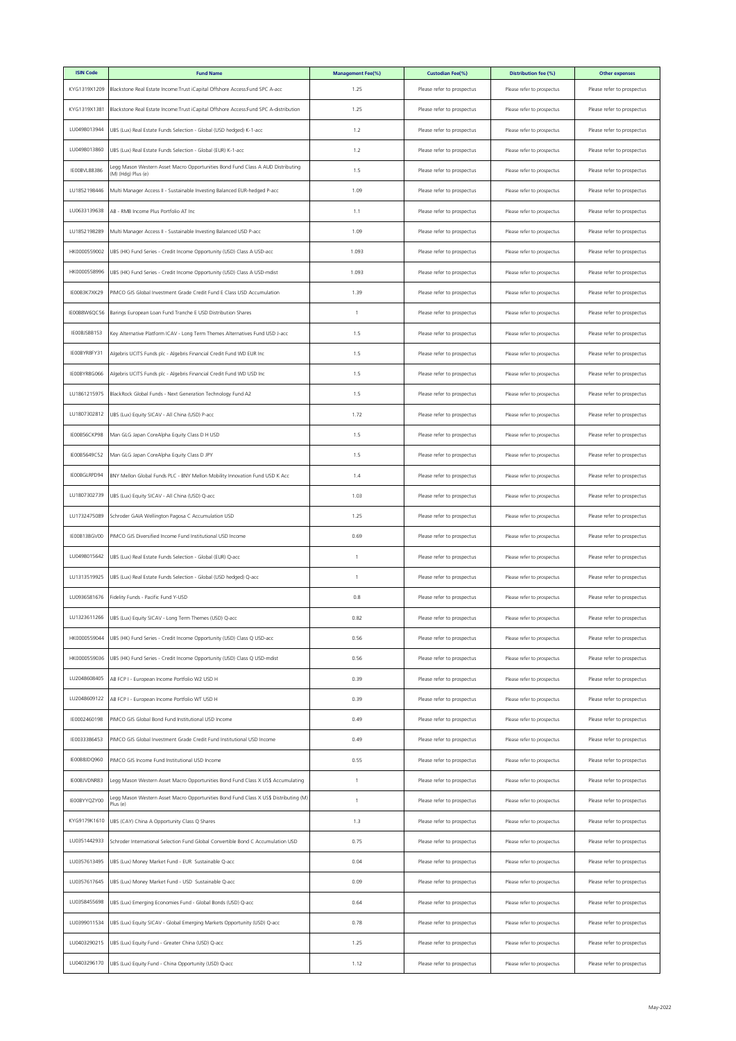| ISIN Code | Fund Name | Management Fee(%) | Custodian Fee(%) | Distribution fee (%) | Other expenses |
|---|---|---|---|---|---|
| KYG1319X1209 | Blackstone Real Estate Income Trust iCapital Offshore Access Fund SPC A-acc | 1.25 | Please refer to prospectus | Please refer to prospectus | Please refer to prospectus |
| KYG1319X1381 | Blackstone Real Estate Income Trust iCapital Offshore Access Fund SPC A-distribution | 1.25 | Please refer to prospectus | Please refer to prospectus | Please refer to prospectus |
| LU0498013944 | UBS (Lux) Real Estate Funds Selection - Global (USD hedged) K-1-acc | 1.2 | Please refer to prospectus | Please refer to prospectus | Please refer to prospectus |
| LU0498013860 | UBS (Lux) Real Estate Funds Selection - Global (EUR) K-1-acc | 1.2 | Please refer to prospectus | Please refer to prospectus | Please refer to prospectus |
| IE00BVL88386 | Legg Mason Western Asset Macro Opportunities Bond Fund Class A AUD Distributing (M) (Hdg) Plus (e) | 1.5 | Please refer to prospectus | Please refer to prospectus | Please refer to prospectus |
| LU1852198446 | Multi Manager Access II - Sustainable Investing Balanced EUR-hedged P-acc | 1.09 | Please refer to prospectus | Please refer to prospectus | Please refer to prospectus |
| LU0633139638 | AB - RMB Income Plus Portfolio AT Inc | 1.1 | Please refer to prospectus | Please refer to prospectus | Please refer to prospectus |
| LU1852198289 | Multi Manager Access II - Sustainable Investing Balanced USD P-acc | 1.09 | Please refer to prospectus | Please refer to prospectus | Please refer to prospectus |
| HK0000559002 | UBS (HK) Fund Series - Credit Income Opportunity (USD) Class A USD-acc | 1.093 | Please refer to prospectus | Please refer to prospectus | Please refer to prospectus |
| HK0000558996 | UBS (HK) Fund Series - Credit Income Opportunity (USD) Class A USD-mdist | 1.093 | Please refer to prospectus | Please refer to prospectus | Please refer to prospectus |
| IE00B3K7XK29 | PIMCO GIS Global Investment Grade Credit Fund E Class USD Accumulation | 1.39 | Please refer to prospectus | Please refer to prospectus | Please refer to prospectus |
| IE00B8W6QC56 | Barings European Loan Fund Tranche E USD Distribution Shares | 1 | Please refer to prospectus | Please refer to prospectus | Please refer to prospectus |
| IE00BJ5BB153 | Key Alternative Platform ICAV - Long Term Themes Alternatives Fund USD J-acc | 1.5 | Please refer to prospectus | Please refer to prospectus | Please refer to prospectus |
| IE00BYR8FY31 | Algebris UCITS Funds plc - Algebris Financial Credit Fund WD EUR Inc | 1.5 | Please refer to prospectus | Please refer to prospectus | Please refer to prospectus |
| IE00BYR8G066 | Algebris UCITS Funds plc - Algebris Financial Credit Fund WD USD Inc | 1.5 | Please refer to prospectus | Please refer to prospectus | Please refer to prospectus |
| LU1861215975 | BlackRock Global Funds - Next Generation Technology Fund A2 | 1.5 | Please refer to prospectus | Please refer to prospectus | Please refer to prospectus |
| LU1807302812 | UBS (Lux) Equity SICAV - All China (USD) P-acc | 1.72 | Please refer to prospectus | Please refer to prospectus | Please refer to prospectus |
| IE00B56CKP98 | Man GLG Japan CoreAlpha Equity Class D H USD | 1.5 | Please refer to prospectus | Please refer to prospectus | Please refer to prospectus |
| IE00B5649C52 | Man GLG Japan CoreAlpha Equity Class D JPY | 1.5 | Please refer to prospectus | Please refer to prospectus | Please refer to prospectus |
| IE00BGLRPD94 | BNY Mellon Global Funds PLC - BNY Mellon Mobility Innovation Fund USD K Acc | 1.4 | Please refer to prospectus | Please refer to prospectus | Please refer to prospectus |
| LU1807302739 | UBS (Lux) Equity SICAV - All China (USD) Q-acc | 1.03 | Please refer to prospectus | Please refer to prospectus | Please refer to prospectus |
| LU1732475089 | Schroder GAIA Wellington Pagosa C Accumulation USD | 1.25 | Please refer to prospectus | Please refer to prospectus | Please refer to prospectus |
| IE00B138GV00 | PIMCO GIS Diversified Income Fund Institutional USD Income | 0.69 | Please refer to prospectus | Please refer to prospectus | Please refer to prospectus |
| LU0498015642 | UBS (Lux) Real Estate Funds Selection - Global (EUR) Q-acc | 1 | Please refer to prospectus | Please refer to prospectus | Please refer to prospectus |
| LU1313519925 | UBS (Lux) Real Estate Funds Selection - Global (USD hedged) Q-acc | 1 | Please refer to prospectus | Please refer to prospectus | Please refer to prospectus |
| LU0936581676 | Fidelity Funds - Pacific Fund Y-USD | 0.8 | Please refer to prospectus | Please refer to prospectus | Please refer to prospectus |
| LU1323611266 | UBS (Lux) Equity SICAV - Long Term Themes (USD) Q-acc | 0.82 | Please refer to prospectus | Please refer to prospectus | Please refer to prospectus |
| HK0000559044 | UBS (HK) Fund Series - Credit Income Opportunity (USD) Class Q USD-acc | 0.56 | Please refer to prospectus | Please refer to prospectus | Please refer to prospectus |
| HK0000559036 | UBS (HK) Fund Series - Credit Income Opportunity (USD) Class Q USD-mdist | 0.56 | Please refer to prospectus | Please refer to prospectus | Please refer to prospectus |
| LU2048608405 | AB FCP I - European Income Portfolio W2 USD H | 0.39 | Please refer to prospectus | Please refer to prospectus | Please refer to prospectus |
| LU2048609122 | AB FCP I - European Income Portfolio WT USD H | 0.39 | Please refer to prospectus | Please refer to prospectus | Please refer to prospectus |
| IE0002460198 | PIMCO GIS Global Bond Fund Institutional USD Income | 0.49 | Please refer to prospectus | Please refer to prospectus | Please refer to prospectus |
| IE0033386453 | PIMCO GIS Global Investment Grade Credit Fund Institutional USD Income | 0.49 | Please refer to prospectus | Please refer to prospectus | Please refer to prospectus |
| IE00B8JDQ960 | PIMCO GIS Income Fund Institutional USD Income | 0.55 | Please refer to prospectus | Please refer to prospectus | Please refer to prospectus |
| IE00BJVDNR83 | Legg Mason Western Asset Macro Opportunities Bond Fund Class X US$ Accumulating | 1 | Please refer to prospectus | Please refer to prospectus | Please refer to prospectus |
| IE00BYYQZY00 | Legg Mason Western Asset Macro Opportunities Bond Fund Class X US$ Distributing (M) Plus (e) | 1 | Please refer to prospectus | Please refer to prospectus | Please refer to prospectus |
| KYG9179K1610 | UBS (CAY) China A Opportunity Class Q Shares | 1.3 | Please refer to prospectus | Please refer to prospectus | Please refer to prospectus |
| LU0351442933 | Schroder International Selection Fund Global Convertible Bond C Accumulation USD | 0.75 | Please refer to prospectus | Please refer to prospectus | Please refer to prospectus |
| LU0357613495 | UBS (Lux) Money Market Fund - EUR Sustainable Q-acc | 0.04 | Please refer to prospectus | Please refer to prospectus | Please refer to prospectus |
| LU0357617645 | UBS (Lux) Money Market Fund - USD Sustainable Q-acc | 0.09 | Please refer to prospectus | Please refer to prospectus | Please refer to prospectus |
| LU0358455698 | UBS (Lux) Emerging Economies Fund - Global Bonds (USD) Q-acc | 0.64 | Please refer to prospectus | Please refer to prospectus | Please refer to prospectus |
| LU0399011534 | UBS (Lux) Equity SICAV - Global Emerging Markets Opportunity (USD) Q-acc | 0.78 | Please refer to prospectus | Please refer to prospectus | Please refer to prospectus |
| LU0403290215 | UBS (Lux) Equity Fund - Greater China (USD) Q-acc | 1.25 | Please refer to prospectus | Please refer to prospectus | Please refer to prospectus |
| LU0403296170 | UBS (Lux) Equity Fund - China Opportunity (USD) Q-acc | 1.12 | Please refer to prospectus | Please refer to prospectus | Please refer to prospectus |

May-2022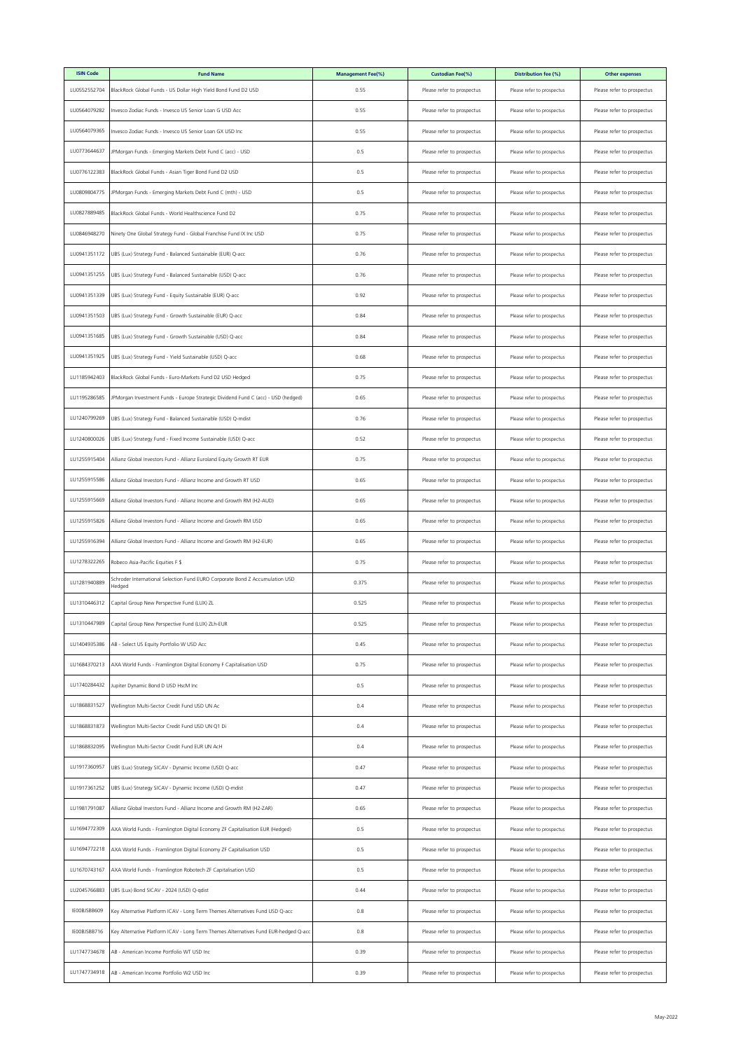| ISIN Code | Fund Name | Management Fee(%) | Custodian Fee(%) | Distribution fee (%) | Other expenses |
|---|---|---|---|---|---|
| LU0552552704 | BlackRock Global Funds - US Dollar High Yield Bond Fund D2 USD | 0.55 | Please refer to prospectus | Please refer to prospectus | Please refer to prospectus |
| LU0564079282 | Invesco Zodiac Funds - Invesco US Senior Loan G USD Acc | 0.55 | Please refer to prospectus | Please refer to prospectus | Please refer to prospectus |
| LU0564079365 | Invesco Zodiac Funds - Invesco US Senior Loan GX USD Inc | 0.55 | Please refer to prospectus | Please refer to prospectus | Please refer to prospectus |
| LU0773644637 | JPMorgan Funds - Emerging Markets Debt Fund C (acc) - USD | 0.5 | Please refer to prospectus | Please refer to prospectus | Please refer to prospectus |
| LU0776122383 | BlackRock Global Funds - Asian Tiger Bond Fund D2 USD | 0.5 | Please refer to prospectus | Please refer to prospectus | Please refer to prospectus |
| LU0809804775 | JPMorgan Funds - Emerging Markets Debt Fund C (mth) - USD | 0.5 | Please refer to prospectus | Please refer to prospectus | Please refer to prospectus |
| LU0827889485 | BlackRock Global Funds - World Healthscience Fund D2 | 0.75 | Please refer to prospectus | Please refer to prospectus | Please refer to prospectus |
| LU0846948270 | Ninety One Global Strategy Fund - Global Franchise Fund IX Inc USD | 0.75 | Please refer to prospectus | Please refer to prospectus | Please refer to prospectus |
| LU0941351172 | UBS (Lux) Strategy Fund - Balanced Sustainable (EUR) Q-acc | 0.76 | Please refer to prospectus | Please refer to prospectus | Please refer to prospectus |
| LU0941351255 | UBS (Lux) Strategy Fund - Balanced Sustainable (USD) Q-acc | 0.76 | Please refer to prospectus | Please refer to prospectus | Please refer to prospectus |
| LU0941351339 | UBS (Lux) Strategy Fund - Equity Sustainable (EUR) Q-acc | 0.92 | Please refer to prospectus | Please refer to prospectus | Please refer to prospectus |
| LU0941351503 | UBS (Lux) Strategy Fund - Growth Sustainable (EUR) Q-acc | 0.84 | Please refer to prospectus | Please refer to prospectus | Please refer to prospectus |
| LU0941351685 | UBS (Lux) Strategy Fund - Growth Sustainable (USD) Q-acc | 0.84 | Please refer to prospectus | Please refer to prospectus | Please refer to prospectus |
| LU0941351925 | UBS (Lux) Strategy Fund - Yield Sustainable (USD) Q-acc | 0.68 | Please refer to prospectus | Please refer to prospectus | Please refer to prospectus |
| LU1185942403 | BlackRock Global Funds - Euro-Markets Fund D2 USD Hedged | 0.75 | Please refer to prospectus | Please refer to prospectus | Please refer to prospectus |
| LU1195286585 | JPMorgan Investment Funds - Europe Strategic Dividend Fund C (acc) - USD (hedged) | 0.65 | Please refer to prospectus | Please refer to prospectus | Please refer to prospectus |
| LU1240799269 | UBS (Lux) Strategy Fund - Balanced Sustainable (USD) Q-mdist | 0.76 | Please refer to prospectus | Please refer to prospectus | Please refer to prospectus |
| LU1240800026 | UBS (Lux) Strategy Fund - Fixed Income Sustainable (USD) Q-acc | 0.52 | Please refer to prospectus | Please refer to prospectus | Please refer to prospectus |
| LU1255915404 | Allianz Global Investors Fund - Allianz Euroland Equity Growth RT EUR | 0.75 | Please refer to prospectus | Please refer to prospectus | Please refer to prospectus |
| LU1255915586 | Allianz Global Investors Fund - Allianz Income and Growth RT USD | 0.65 | Please refer to prospectus | Please refer to prospectus | Please refer to prospectus |
| LU1255915669 | Allianz Global Investors Fund - Allianz Income and Growth RM (H2-AUD) | 0.65 | Please refer to prospectus | Please refer to prospectus | Please refer to prospectus |
| LU1255915826 | Allianz Global Investors Fund - Allianz Income and Growth RM USD | 0.65 | Please refer to prospectus | Please refer to prospectus | Please refer to prospectus |
| LU1255916394 | Allianz Global Investors Fund - Allianz Income and Growth RM (H2-EUR) | 0.65 | Please refer to prospectus | Please refer to prospectus | Please refer to prospectus |
| LU1278322265 | Robeco Asia-Pacific Equities F $ | 0.75 | Please refer to prospectus | Please refer to prospectus | Please refer to prospectus |
| LU1281940889 | Schroder International Selection Fund EURO Corporate Bond Z Accumulation USD Hedged | 0.375 | Please refer to prospectus | Please refer to prospectus | Please refer to prospectus |
| LU1310446312 | Capital Group New Perspective Fund (LUX) ZL | 0.525 | Please refer to prospectus | Please refer to prospectus | Please refer to prospectus |
| LU1310447989 | Capital Group New Perspective Fund (LUX) ZLh-EUR | 0.525 | Please refer to prospectus | Please refer to prospectus | Please refer to prospectus |
| LU1404935386 | AB - Select US Equity Portfolio W USD Acc | 0.45 | Please refer to prospectus | Please refer to prospectus | Please refer to prospectus |
| LU1684370213 | AXA World Funds - Framlington Digital Economy F Capitalisation USD | 0.75 | Please refer to prospectus | Please refer to prospectus | Please refer to prospectus |
| LU1740284432 | Jupiter Dynamic Bond D USD HscM Inc | 0.5 | Please refer to prospectus | Please refer to prospectus | Please refer to prospectus |
| LU1868831527 | Wellington Multi-Sector Credit Fund USD UN Ac | 0.4 | Please refer to prospectus | Please refer to prospectus | Please refer to prospectus |
| LU1868831873 | Wellington Multi-Sector Credit Fund USD UN Q1 Di | 0.4 | Please refer to prospectus | Please refer to prospectus | Please refer to prospectus |
| LU1868832095 | Wellington Multi-Sector Credit Fund EUR UN AcH | 0.4 | Please refer to prospectus | Please refer to prospectus | Please refer to prospectus |
| LU1917360957 | UBS (Lux) Strategy SICAV - Dynamic Income (USD) Q-acc | 0.47 | Please refer to prospectus | Please refer to prospectus | Please refer to prospectus |
| LU1917361252 | UBS (Lux) Strategy SICAV - Dynamic Income (USD) Q-mdist | 0.47 | Please refer to prospectus | Please refer to prospectus | Please refer to prospectus |
| LU1981791087 | Allianz Global Investors Fund - Allianz Income and Growth RM (H2-ZAR) | 0.65 | Please refer to prospectus | Please refer to prospectus | Please refer to prospectus |
| LU1694772309 | AXA World Funds - Framlington Digital Economy ZF Capitalisation EUR (Hedged) | 0.5 | Please refer to prospectus | Please refer to prospectus | Please refer to prospectus |
| LU1694772218 | AXA World Funds - Framlington Digital Economy ZF Capitalisation USD | 0.5 | Please refer to prospectus | Please refer to prospectus | Please refer to prospectus |
| LU1670743167 | AXA World Funds - Framlington Robotech ZF Capitalisation USD | 0.5 | Please refer to prospectus | Please refer to prospectus | Please refer to prospectus |
| LU2045766883 | UBS (Lux) Bond SICAV - 2024 (USD) Q-qdist | 0.44 | Please refer to prospectus | Please refer to prospectus | Please refer to prospectus |
| IE00BJSB8609 | Key Alternative Platform ICAV - Long Term Themes Alternatives Fund USD Q-acc | 0.8 | Please refer to prospectus | Please refer to prospectus | Please refer to prospectus |
| IE00BJSB8716 | Key Alternative Platform ICAV - Long Term Themes Alternatives Fund EUR-hedged Q-acc | 0.8 | Please refer to prospectus | Please refer to prospectus | Please refer to prospectus |
| LU1747734678 | AB - American Income Portfolio WT USD Inc | 0.39 | Please refer to prospectus | Please refer to prospectus | Please refer to prospectus |
| LU1747734918 | AB - American Income Portfolio W2 USD Inc | 0.39 | Please refer to prospectus | Please refer to prospectus | Please refer to prospectus |

May-2022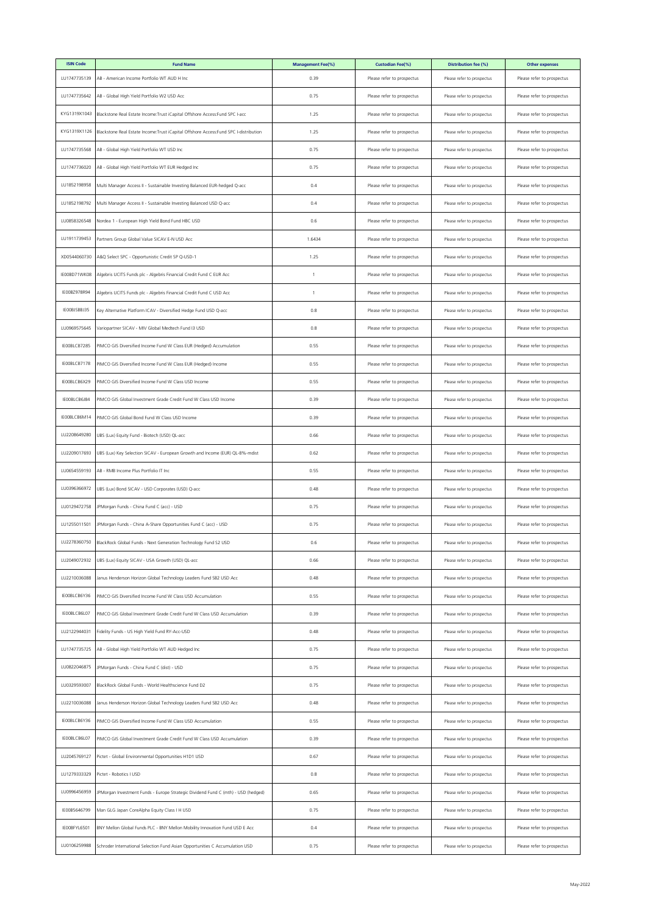| ISIN Code | Fund Name | Management Fee(%) | Custodian Fee(%) | Distribution fee (%) | Other expenses |
|---|---|---|---|---|---|
| LU1747735139 | AB - American Income Portfolio WT AUD H Inc | 0.39 | Please refer to prospectus | Please refer to prospectus | Please refer to prospectus |
| LU1747735642 | AB - Global High Yield Portfolio W2 USD Acc | 0.75 | Please refer to prospectus | Please refer to prospectus | Please refer to prospectus |
| KYG1319X1043 | Blackstone Real Estate Income Trust iCapital Offshore Access Fund SPC I-acc | 1.25 | Please refer to prospectus | Please refer to prospectus | Please refer to prospectus |
| KYG1319X1126 | Blackstone Real Estate Income Trust iCapital Offshore Access Fund SPC I-distribution | 1.25 | Please refer to prospectus | Please refer to prospectus | Please refer to prospectus |
| LU1747735568 | AB - Global High Yield Portfolio WT USD Inc | 0.75 | Please refer to prospectus | Please refer to prospectus | Please refer to prospectus |
| LU1747736020 | AB - Global High Yield Portfolio WT EUR Hedged Inc | 0.75 | Please refer to prospectus | Please refer to prospectus | Please refer to prospectus |
| LU1852198958 | Multi Manager Access II - Sustainable Investing Balanced EUR-hedged Q-acc | 0.4 | Please refer to prospectus | Please refer to prospectus | Please refer to prospectus |
| LU1852198792 | Multi Manager Access II - Sustainable Investing Balanced USD Q-acc | 0.4 | Please refer to prospectus | Please refer to prospectus | Please refer to prospectus |
| LU0858326548 | Nordea 1 - European High Yield Bond Fund HBC USD | 0.6 | Please refer to prospectus | Please refer to prospectus | Please refer to prospectus |
| LU1911739453 | Partners Group Global Value SICAV E-N USD Acc | 1.6434 | Please refer to prospectus | Please refer to prospectus | Please refer to prospectus |
| XD0544060730 | A&Q Select SPC - Opportunistic Credit SP Q-USD-1 | 1.25 | Please refer to prospectus | Please refer to prospectus | Please refer to prospectus |
| IE00BD71WK08 | Algebris UCITS Funds plc - Algebris Financial Credit Fund C EUR Acc | 1 | Please refer to prospectus | Please refer to prospectus | Please refer to prospectus |
| IE00BZ978R94 | Algebris UCITS Funds plc - Algebris Financial Credit Fund C USD Acc | 1 | Please refer to prospectus | Please refer to prospectus | Please refer to prospectus |
| IE00BJSBBJ35 | Key Alternative Platform ICAV - Diversified Hedge Fund USD Q-acc | 0.8 | Please refer to prospectus | Please refer to prospectus | Please refer to prospectus |
| LU0969575645 | Variopartner SICAV - MIV Global Medtech Fund I3 USD | 0.8 | Please refer to prospectus | Please refer to prospectus | Please refer to prospectus |
| IE00BLCB7285 | PIMCO GIS Diversified Income Fund W Class EUR (Hedged) Accumulation | 0.55 | Please refer to prospectus | Please refer to prospectus | Please refer to prospectus |
| IE00BLCB7178 | PIMCO GIS Diversified Income Fund W Class EUR (Hedged) Income | 0.55 | Please refer to prospectus | Please refer to prospectus | Please refer to prospectus |
| IE00BLCB6X29 | PIMCO GIS Diversified Income Fund W Class USD Income | 0.55 | Please refer to prospectus | Please refer to prospectus | Please refer to prospectus |
| IE00BLCB6J84 | PIMCO GIS Global Investment Grade Credit Fund W Class USD Income | 0.39 | Please refer to prospectus | Please refer to prospectus | Please refer to prospectus |
| IE00BLCB6M14 | PIMCO GIS Global Bond Fund W Class USD Income | 0.39 | Please refer to prospectus | Please refer to prospectus | Please refer to prospectus |
| LU2208649280 | UBS (Lux) Equity Fund - Biotech (USD) QL-acc | 0.66 | Please refer to prospectus | Please refer to prospectus | Please refer to prospectus |
| LU2209017693 | UBS (Lux) Key Selection SICAV - European Growth and Income (EUR) QL-8%-mdist | 0.62 | Please refer to prospectus | Please refer to prospectus | Please refer to prospectus |
| LU0654559193 | AB - RMB Income Plus Portfolio IT Inc | 0.55 | Please refer to prospectus | Please refer to prospectus | Please refer to prospectus |
| LU0396366972 | UBS (Lux) Bond SICAV - USD Corporates (USD) Q-acc | 0.48 | Please refer to prospectus | Please refer to prospectus | Please refer to prospectus |
| LU0129472758 | JPMorgan Funds - China Fund C (acc) - USD | 0.75 | Please refer to prospectus | Please refer to prospectus | Please refer to prospectus |
| LU1255011501 | JPMorgan Funds - China A-Share Opportunities Fund C (acc) - USD | 0.75 | Please refer to prospectus | Please refer to prospectus | Please refer to prospectus |
| LU2278360750 | BlackRock Global Funds - Next Generation Technology Fund S2 USD | 0.6 | Please refer to prospectus | Please refer to prospectus | Please refer to prospectus |
| LU2049072932 | UBS (Lux) Equity SICAV - USA Growth (USD) QL-acc | 0.66 | Please refer to prospectus | Please refer to prospectus | Please refer to prospectus |
| LU2210036088 | Janus Henderson Horizon Global Technology Leaders Fund SB2 USD Acc | 0.48 | Please refer to prospectus | Please refer to prospectus | Please refer to prospectus |
| IE00BLCB6Y36 | PIMCO GIS Diversified Income Fund W Class USD Accumulation | 0.55 | Please refer to prospectus | Please refer to prospectus | Please refer to prospectus |
| IE00BLCB6L07 | PIMCO GIS Global Investment Grade Credit Fund W Class USD Accumulation | 0.39 | Please refer to prospectus | Please refer to prospectus | Please refer to prospectus |
| LU2122944031 | Fidelity Funds - US High Yield Fund RY-Acc-USD | 0.48 | Please refer to prospectus | Please refer to prospectus | Please refer to prospectus |
| LU1747735725 | AB - Global High Yield Portfolio WT AUD Hedged Inc | 0.75 | Please refer to prospectus | Please refer to prospectus | Please refer to prospectus |
| LU0822046875 | JPMorgan Funds - China Fund C (dist) - USD | 0.75 | Please refer to prospectus | Please refer to prospectus | Please refer to prospectus |
| LU0329593007 | BlackRock Global Funds - World Healthscience Fund D2 | 0.75 | Please refer to prospectus | Please refer to prospectus | Please refer to prospectus |
| LU2210036088 | Janus Henderson Horizon Global Technology Leaders Fund SB2 USD Acc | 0.48 | Please refer to prospectus | Please refer to prospectus | Please refer to prospectus |
| IE00BLCB6Y36 | PIMCO GIS Diversified Income Fund W Class USD Accumulation | 0.55 | Please refer to prospectus | Please refer to prospectus | Please refer to prospectus |
| IE00BLCB6L07 | PIMCO GIS Global Investment Grade Credit Fund W Class USD Accumulation | 0.39 | Please refer to prospectus | Please refer to prospectus | Please refer to prospectus |
| LU2045769127 | Pictet - Global Environmental Opportunities H1D1 USD | 0.67 | Please refer to prospectus | Please refer to prospectus | Please refer to prospectus |
| LU1279333329 | Pictet - Robotics I USD | 0.8 | Please refer to prospectus | Please refer to prospectus | Please refer to prospectus |
| LU0996456959 | JPMorgan Investment Funds - Europe Strategic Dividend Fund C (mth) - USD (hedged) | 0.65 | Please refer to prospectus | Please refer to prospectus | Please refer to prospectus |
| IE00B5646799 | Man GLG Japan CoreAlpha Equity Class I H USD | 0.75 | Please refer to prospectus | Please refer to prospectus | Please refer to prospectus |
| IE00BFYL6501 | BNY Mellon Global Funds PLC - BNY Mellon Mobility Innovation Fund USD E Acc | 0.4 | Please refer to prospectus | Please refer to prospectus | Please refer to prospectus |
| LU0106259988 | Schroder International Selection Fund Asian Opportunities C Accumulation USD | 0.75 | Please refer to prospectus | Please refer to prospectus | Please refer to prospectus |

May-2022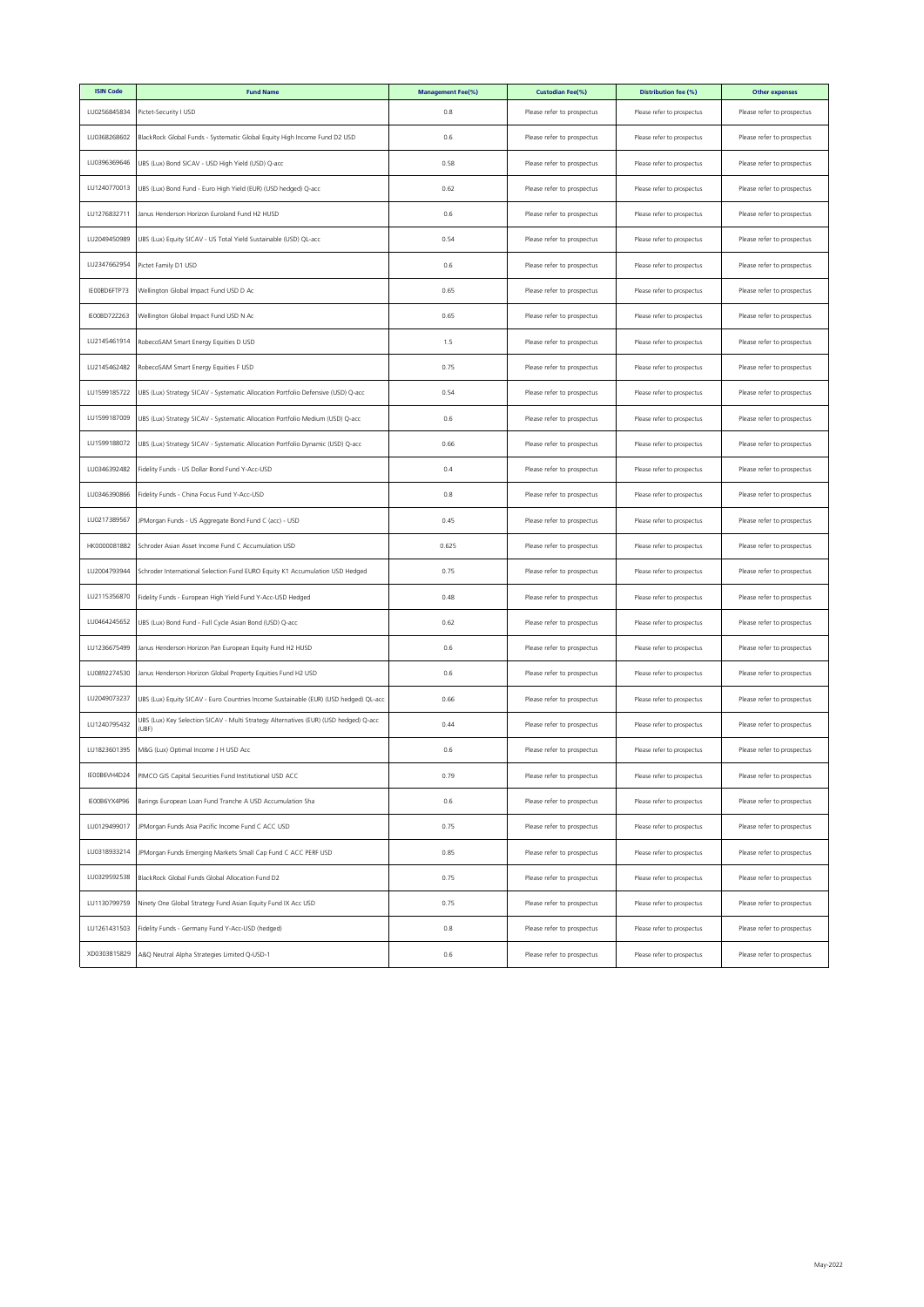| ISIN Code | Fund Name | Management Fee(%) | Custodian Fee(%) | Distribution fee (%) | Other expenses |
| --- | --- | --- | --- | --- | --- |
| LU0256845834 | Pictet-Security I USD | 0.8 | Please refer to prospectus | Please refer to prospectus | Please refer to prospectus |
| LU0368268602 | BlackRock Global Funds - Systematic Global Equity High Income Fund D2 USD | 0.6 | Please refer to prospectus | Please refer to prospectus | Please refer to prospectus |
| LU0396369646 | UBS (Lux) Bond SICAV - USD High Yield (USD) Q-acc | 0.58 | Please refer to prospectus | Please refer to prospectus | Please refer to prospectus |
| LU1240770013 | UBS (Lux) Bond Fund - Euro High Yield (EUR) (USD hedged) Q-acc | 0.62 | Please refer to prospectus | Please refer to prospectus | Please refer to prospectus |
| LU1276832711 | Janus Henderson Horizon Euroland Fund H2 HUSD | 0.6 | Please refer to prospectus | Please refer to prospectus | Please refer to prospectus |
| LU2049450989 | UBS (Lux) Equity SICAV - US Total Yield Sustainable (USD) QL-acc | 0.54 | Please refer to prospectus | Please refer to prospectus | Please refer to prospectus |
| LU2347662954 | Pictet Family D1 USD | 0.6 | Please refer to prospectus | Please refer to prospectus | Please refer to prospectus |
| IE00BD6FTP73 | Wellington Global Impact Fund USD D Ac | 0.65 | Please refer to prospectus | Please refer to prospectus | Please refer to prospectus |
| IE00BD72Z263 | Wellington Global Impact Fund USD N Ac | 0.65 | Please refer to prospectus | Please refer to prospectus | Please refer to prospectus |
| LU2145461914 | RobecoSAM Smart Energy Equities D USD | 1.5 | Please refer to prospectus | Please refer to prospectus | Please refer to prospectus |
| LU2145462482 | RobecoSAM Smart Energy Equities F USD | 0.75 | Please refer to prospectus | Please refer to prospectus | Please refer to prospectus |
| LU1599185722 | UBS (Lux) Strategy SICAV - Systematic Allocation Portfolio Defensive (USD) Q-acc | 0.54 | Please refer to prospectus | Please refer to prospectus | Please refer to prospectus |
| LU1599187009 | UBS (Lux) Strategy SICAV - Systematic Allocation Portfolio Medium (USD) Q-acc | 0.6 | Please refer to prospectus | Please refer to prospectus | Please refer to prospectus |
| LU1599188072 | UBS (Lux) Strategy SICAV - Systematic Allocation Portfolio Dynamic (USD) Q-acc | 0.66 | Please refer to prospectus | Please refer to prospectus | Please refer to prospectus |
| LU0346392482 | Fidelity Funds - US Dollar Bond Fund Y-Acc-USD | 0.4 | Please refer to prospectus | Please refer to prospectus | Please refer to prospectus |
| LU0346390866 | Fidelity Funds - China Focus Fund Y-Acc-USD | 0.8 | Please refer to prospectus | Please refer to prospectus | Please refer to prospectus |
| LU0217389567 | JPMorgan Funds - US Aggregate Bond Fund C (acc) - USD | 0.45 | Please refer to prospectus | Please refer to prospectus | Please refer to prospectus |
| HK0000081882 | Schroder Asian Asset Income Fund C Accumulation USD | 0.625 | Please refer to prospectus | Please refer to prospectus | Please refer to prospectus |
| LU2004793944 | Schroder International Selection Fund EURO Equity K1 Accumulation USD Hedged | 0.75 | Please refer to prospectus | Please refer to prospectus | Please refer to prospectus |
| LU2115356870 | Fidelity Funds - European High Yield Fund Y-Acc-USD Hedged | 0.48 | Please refer to prospectus | Please refer to prospectus | Please refer to prospectus |
| LU0464245652 | UBS (Lux) Bond Fund - Full Cycle Asian Bond (USD) Q-acc | 0.62 | Please refer to prospectus | Please refer to prospectus | Please refer to prospectus |
| LU1236675499 | Janus Henderson Horizon Pan European Equity Fund H2 HUSD | 0.6 | Please refer to prospectus | Please refer to prospectus | Please refer to prospectus |
| LU0892274530 | Janus Henderson Horizon Global Property Equities Fund H2 USD | 0.6 | Please refer to prospectus | Please refer to prospectus | Please refer to prospectus |
| LU2049073237 | UBS (Lux) Equity SICAV - Euro Countries Income Sustainable (EUR) (USD hedged) QL-acc | 0.66 | Please refer to prospectus | Please refer to prospectus | Please refer to prospectus |
| LU1240795432 | UBS (Lux) Key Selection SICAV - Multi Strategy Alternatives (EUR) (USD hedged) Q-acc (UBF) | 0.44 | Please refer to prospectus | Please refer to prospectus | Please refer to prospectus |
| LU1823601395 | M&G (Lux) Optimal Income J H USD Acc | 0.6 | Please refer to prospectus | Please refer to prospectus | Please refer to prospectus |
| IE00B6VH4D24 | PIMCO GIS Capital Securities Fund Institutional USD ACC | 0.79 | Please refer to prospectus | Please refer to prospectus | Please refer to prospectus |
| IE00B6YX4P96 | Barings European Loan Fund Tranche A USD Accumulation Sha | 0.6 | Please refer to prospectus | Please refer to prospectus | Please refer to prospectus |
| LU0129499017 | JPMorgan Funds Asia Pacific Income Fund C ACC USD | 0.75 | Please refer to prospectus | Please refer to prospectus | Please refer to prospectus |
| LU0318933214 | JPMorgan Funds Emerging Markets Small Cap Fund C ACC PERF USD | 0.85 | Please refer to prospectus | Please refer to prospectus | Please refer to prospectus |
| LU0329592538 | BlackRock Global Funds Global Allocation Fund D2 | 0.75 | Please refer to prospectus | Please refer to prospectus | Please refer to prospectus |
| LU1130799759 | Ninety One Global Strategy Fund Asian Equity Fund IX Acc USD | 0.75 | Please refer to prospectus | Please refer to prospectus | Please refer to prospectus |
| LU1261431503 | Fidelity Funds - Germany Fund Y-Acc-USD (hedged) | 0.8 | Please refer to prospectus | Please refer to prospectus | Please refer to prospectus |
| XD0303815829 | A&Q Neutral Alpha Strategies Limited Q-USD-1 | 0.6 | Please refer to prospectus | Please refer to prospectus | Please refer to prospectus |

May-2022